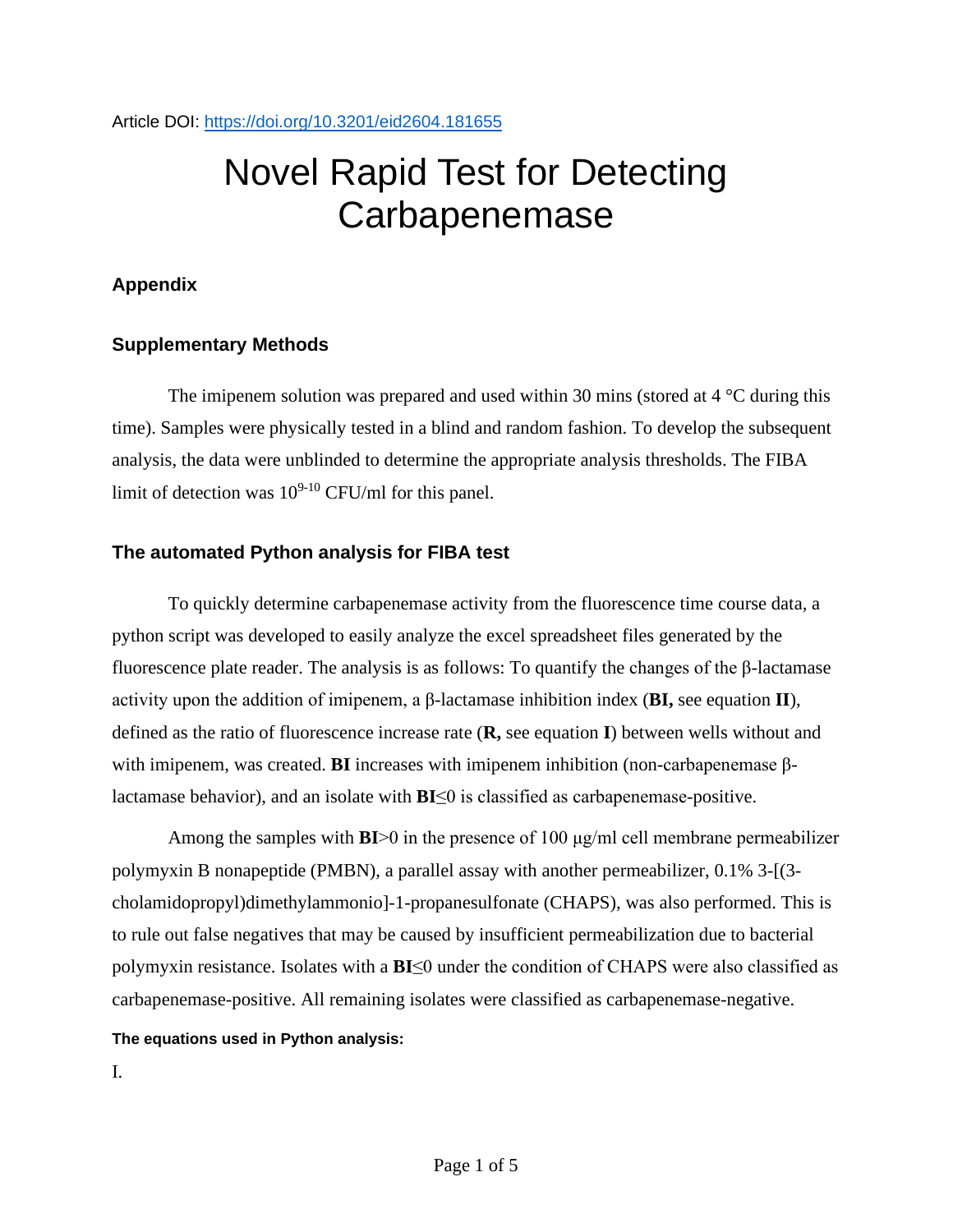Article DOI: https://doi.org/10.3201/eid2604.181655

# Novel Rapid Test for Detecting Carbapenemase

## Appendix

### Supplementary Methods

The imipenem solution was prepared and used within 30 mins (stored at 4 °C during this time). Samples were physically tested in a blind and random fashion. To develop the subsequent analysis, the data were unblinded to determine the appropriate analysis thresholds. The FIBA limit of detection was $10^{9\text{-}10}$ CFU/ml for this panel.

### The automated Python analysis for FIBA test

To quickly determine carbapenemase activity from the fluorescence time course data, a python script was developed to easily analyze the excel spreadsheet files generated by the fluorescence plate reader. The analysis is as follows: To quantify the changes of the β-lactamase activity upon the addition of imipenem, a β-lactamase inhibition index (**BI,** see equation **II**), defined as the ratio of fluorescence increase rate (**R,** see equation **I**) between wells without and with imipenem, was created. **BI** increases with imipenem inhibition (non-carbapenemase β-lactamase behavior), and an isolate with **BI**≤0 is classified as carbapenemase-positive.

Among the samples with **BI**>0 in the presence of 100 μg/ml cell membrane permeabilizer polymyxin B nonapeptide (PMBN), a parallel assay with another permeabilizer, 0.1% 3-[(3-cholamidopropyl)dimethylammonio]-1-propanesulfonate (CHAPS), was also performed. This is to rule out false negatives that may be caused by insufficient permeabilization due to bacterial polymyxin resistance. Isolates with a **BI**≤0 under the condition of CHAPS were also classified as carbapenemase-positive. All remaining isolates were classified as carbapenemase-negative.

#### The equations used in Python analysis:

I.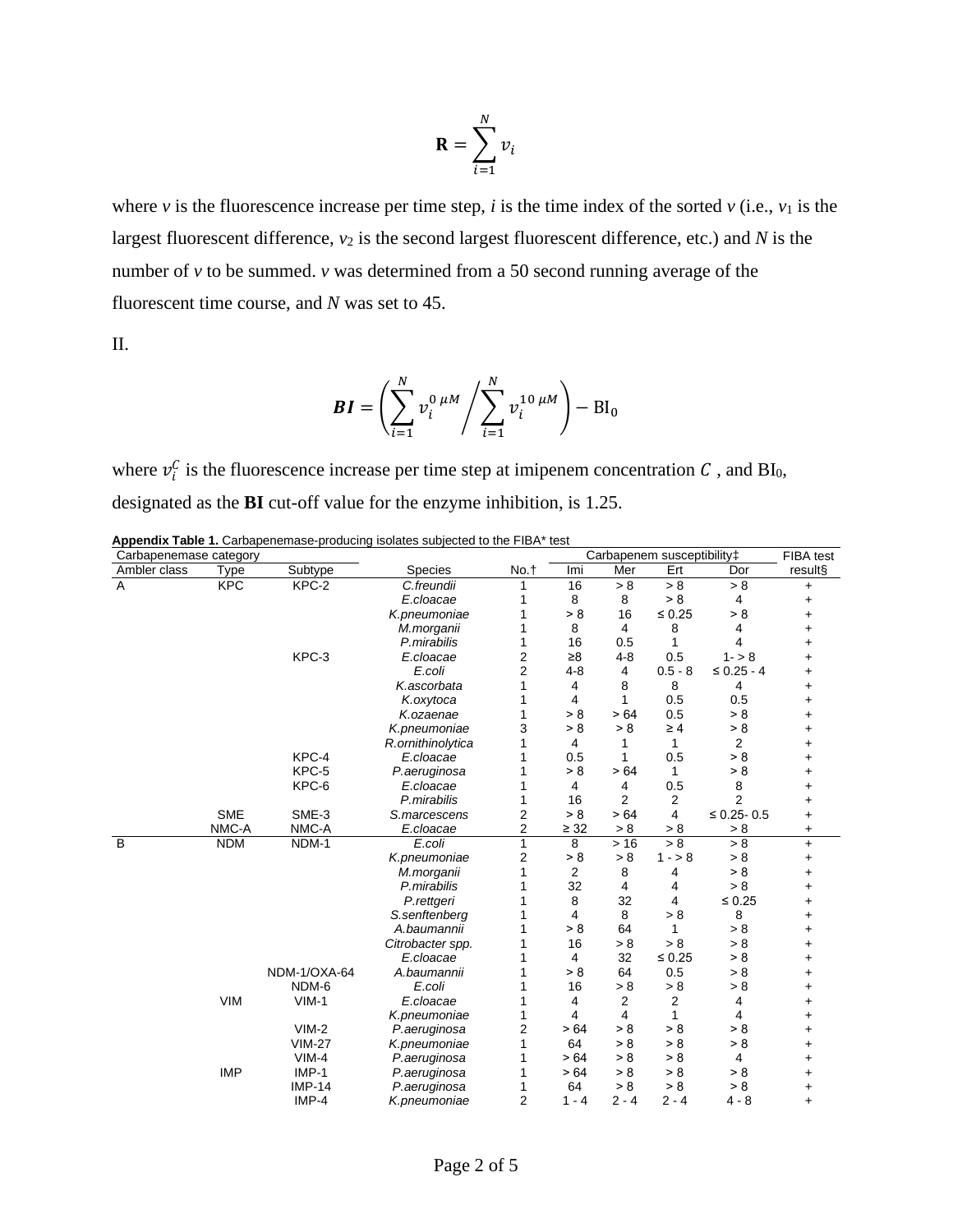$$\mathbf{R} = \sum_{i=1}^{N} v_i$$

where $v$ is the fluorescence increase per time step, $i$ is the time index of the sorted $v$ (i.e., $v_1$ is the largest fluorescent difference, $v_2$ is the second largest fluorescent difference, etc.) and $N$ is the number of $v$ to be summed. $v$ was determined from a 50 second running average of the fluorescent time course, and $N$ was set to 45.

II.

$$\boldsymbol{BI} = \left( \sum_{i=1}^{N} v_i^{0\ \mu M} \middle/ \sum_{i=1}^{N} v_i^{10\ \mu M} \right) - \mathrm{BI}_0$$

where $v_i^C$ is the fluorescence increase per time step at imipenem concentration $C$ , and $\mathrm{BI}_0$, designated as the **BI** cut-off value for the enzyme inhibition, is 1.25.

**Appendix Table 1.** Carbapenemase-producing isolates subjected to the FIBA* test

| Carbapenemase category | | | | | Carbapenem susceptibility‡ | | | | FIBA test |
|---|---|---|---|---|---|---|---|---|---|
| Ambler class | Type | Subtype | Species | No.† | Imi | Mer | Ert | Dor | result§ |
| A | KPC | KPC-2 | *C.freundii* | 1 | 16 | > 8 | > 8 | > 8 | + |
| | | | *E.cloacae* | 1 | 8 | 8 | > 8 | 4 | + |
| | | | *K.pneumoniae* | 1 | > 8 | 16 | ≤ 0.25 | > 8 | + |
| | | | *M.morganii* | 1 | 8 | 4 | 8 | 4 | + |
| | | | *P.mirabilis* | 1 | 16 | 0.5 | 1 | 4 | + |
| | | KPC-3 | *E.cloacae* | 2 | ≥8 | 4-8 | 0.5 | 1- > 8 | + |
| | | | *E.coli* | 2 | 4-8 | 4 | 0.5 - 8 | ≤ 0.25 - 4 | + |
| | | | *K.ascorbata* | 1 | 4 | 8 | 8 | 4 | + |
| | | | *K.oxytoca* | 1 | 4 | 1 | 0.5 | 0.5 | + |
| | | | *K.ozaenae* | 1 | > 8 | > 64 | 0.5 | > 8 | + |
| | | | *K.pneumoniae* | 3 | > 8 | > 8 | ≥ 4 | > 8 | + |
| | | | *R.ornithinolytica* | 1 | 4 | 1 | 1 | 2 | + |
| | | KPC-4 | *E.cloacae* | 1 | 0.5 | 1 | 0.5 | > 8 | + |
| | | KPC-5 | *P.aeruginosa* | 1 | > 8 | > 64 | 1 | > 8 | + |
| | | KPC-6 | *E.cloacae* | 1 | 4 | 4 | 0.5 | 8 | + |
| | | | *P.mirabilis* | 1 | 16 | 2 | 2 | 2 | + |
| | SME | SME-3 | *S.marcescens* | 2 | > 8 | > 64 | 4 | ≤ 0.25- 0.5 | + |
| | NMC-A | NMC-A | *E.cloacae* | 2 | ≥ 32 | > 8 | > 8 | > 8 | + |
| B | NDM | NDM-1 | *E.coli* | 1 | 8 | > 16 | > 8 | > 8 | + |
| | | | *K.pneumoniae* | 2 | > 8 | > 8 | 1 - > 8 | > 8 | + |
| | | | *M.morganii* | 1 | 2 | 8 | 4 | > 8 | + |
| | | | *P.mirabilis* | 1 | 32 | 4 | 4 | > 8 | + |
| | | | *P.rettgeri* | 1 | 8 | 32 | 4 | ≤ 0.25 | + |
| | | | *S.senftenberg* | 1 | 4 | 8 | > 8 | 8 | + |
| | | | *A.baumannii* | 1 | > 8 | 64 | 1 | > 8 | + |
| | | | *Citrobacter spp.* | 1 | 16 | > 8 | > 8 | > 8 | + |
| | | | *E.cloacae* | 1 | 4 | 32 | ≤ 0.25 | > 8 | + |
| | | NDM-1/OXA-64 | *A.baumannii* | 1 | > 8 | 64 | 0.5 | > 8 | + |
| | | NDM-6 | *E.coli* | 1 | 16 | > 8 | > 8 | > 8 | + |
| | VIM | VIM-1 | *E.cloacae* | 1 | 4 | 2 | 2 | 4 | + |
| | | | *K.pneumoniae* | 1 | 4 | 4 | 1 | 4 | + |
| | | VIM-2 | *P.aeruginosa* | 2 | > 64 | > 8 | > 8 | > 8 | + |
| | | VIM-27 | *K.pneumoniae* | 1 | 64 | > 8 | > 8 | > 8 | + |
| | | VIM-4 | *P.aeruginosa* | 1 | > 64 | > 8 | > 8 | 4 | + |
| | IMP | IMP-1 | *P.aeruginosa* | 1 | > 64 | > 8 | > 8 | > 8 | + |
| | | IMP-14 | *P.aeruginosa* | 1 | 64 | > 8 | > 8 | > 8 | + |
| | | IMP-4 | *K.pneumoniae* | 2 | 1 - 4 | 2 - 4 | 2 - 4 | 4 - 8 | + |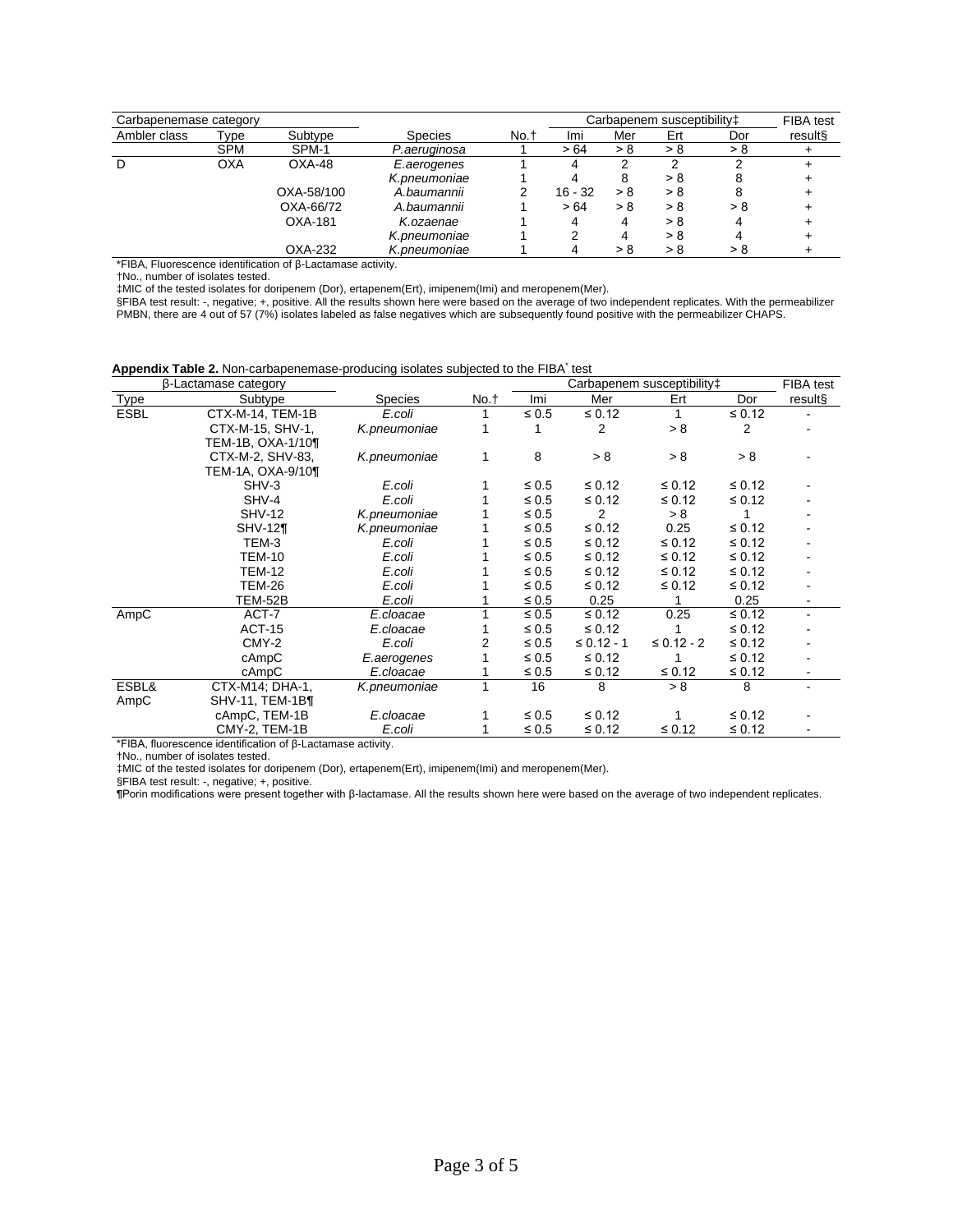| Carbapenemase category | | | Species | No.† | Carbapenem susceptibility‡ | | | | FIBA test |
|---|---|---|---|---|---|---|---|---|---|
| Ambler class | Type | Subtype | | | Imi | Mer | Ert | Dor | result§ |
| | SPM | SPM-1 | *P.aeruginosa* | 1 | > 64 | > 8 | > 8 | > 8 | + |
| D | OXA | OXA-48 | *E.aerogenes* | 1 | 4 | 2 | 2 | 2 | + |
| | | | *K.pneumoniae* | 1 | 4 | 8 | > 8 | 8 | + |
| | | OXA-58/100 | *A.baumannii* | 2 | 16 - 32 | > 8 | > 8 | 8 | + |
| | | OXA-66/72 | *A.baumannii* | 1 | > 64 | > 8 | > 8 | > 8 | + |
| | | OXA-181 | *K.ozaenae* | 1 | 4 | 4 | > 8 | 4 | + |
| | | | *K.pneumoniae* | 1 | 2 | 4 | > 8 | 4 | + |
| | | OXA-232 | *K.pneumoniae* | 1 | 4 | > 8 | > 8 | > 8 | + |

*FIBA, Fluorescence identification of β-Lactamase activity.
†No., number of isolates tested.
‡MIC of the tested isolates for doripenem (Dor), ertapenem(Ert), imipenem(Imi) and meropenem(Mer).
§FIBA test result: -, negative; +, positive. All the results shown here were based on the average of two independent replicates. With the permeabilizer PMBN, there are 4 out of 57 (7%) isolates labeled as false negatives which are subsequently found positive with the permeabilizer CHAPS.

**Appendix Table 2.** Non-carbapenemase-producing isolates subjected to the FIBA* test

| β-Lactamase category | | Species | No.† | Carbapenem susceptibility‡ | | | | FIBA test |
|---|---|---|---|---|---|---|---|---|
| Type | Subtype | | | Imi | Mer | Ert | Dor | result§ |
| ESBL | CTX-M-14, TEM-1B | *E.coli* | 1 | ≤ 0.5 | ≤ 0.12 | 1 | ≤ 0.12 | - |
| | CTX-M-15, SHV-1, TEM-1B, OXA-1/10¶ | *K.pneumoniae* | 1 | 1 | 2 | > 8 | 2 | - |
| | CTX-M-2, SHV-83, TEM-1A, OXA-9/10¶ | *K.pneumoniae* | 1 | 8 | > 8 | > 8 | > 8 | - |
| | SHV-3 | *E.coli* | 1 | ≤ 0.5 | ≤ 0.12 | ≤ 0.12 | ≤ 0.12 | - |
| | SHV-4 | *E.coli* | 1 | ≤ 0.5 | ≤ 0.12 | ≤ 0.12 | ≤ 0.12 | - |
| | SHV-12 | *K.pneumoniae* | 1 | ≤ 0.5 | 2 | > 8 | 1 | - |
| | SHV-12¶ | *K.pneumoniae* | 1 | ≤ 0.5 | ≤ 0.12 | 0.25 | ≤ 0.12 | - |
| | TEM-3 | *E.coli* | 1 | ≤ 0.5 | ≤ 0.12 | ≤ 0.12 | ≤ 0.12 | - |
| | TEM-10 | *E.coli* | 1 | ≤ 0.5 | ≤ 0.12 | ≤ 0.12 | ≤ 0.12 | - |
| | TEM-12 | *E.coli* | 1 | ≤ 0.5 | ≤ 0.12 | ≤ 0.12 | ≤ 0.12 | - |
| | TEM-26 | *E.coli* | 1 | ≤ 0.5 | ≤ 0.12 | ≤ 0.12 | ≤ 0.12 | - |
| | TEM-52B | *E.coli* | 1 | ≤ 0.5 | 0.25 | 1 | 0.25 | - |
| AmpC | ACT-7 | *E.cloacae* | 1 | ≤ 0.5 | ≤ 0.12 | 0.25 | ≤ 0.12 | - |
| | ACT-15 | *E.cloacae* | 1 | ≤ 0.5 | ≤ 0.12 | 1 | ≤ 0.12 | - |
| | CMY-2 | *E.coli* | 2 | ≤ 0.5 | ≤ 0.12 - 1 | ≤ 0.12 - 2 | ≤ 0.12 | - |
| | cAmpC | *E.aerogenes* | 1 | ≤ 0.5 | ≤ 0.12 | 1 | ≤ 0.12 | - |
| | cAmpC | *E.cloacae* | 1 | ≤ 0.5 | ≤ 0.12 | ≤ 0.12 | ≤ 0.12 | - |
| ESBL& AmpC | CTX-M14; DHA-1, SHV-11, TEM-1B¶ | *K.pneumoniae* | 1 | 16 | 8 | > 8 | 8 | - |
| | cAmpC, TEM-1B | *E.cloacae* | 1 | ≤ 0.5 | ≤ 0.12 | 1 | ≤ 0.12 | - |
| | CMY-2, TEM-1B | *E.coli* | 1 | ≤ 0.5 | ≤ 0.12 | ≤ 0.12 | ≤ 0.12 | - |

*FIBA, fluorescence identification of β-Lactamase activity.
†No., number of isolates tested.
‡MIC of the tested isolates for doripenem (Dor), ertapenem(Ert), imipenem(Imi) and meropenem(Mer).
§FIBA test result: -, negative; +, positive.
¶Porin modifications were present together with β-lactamase. All the results shown here were based on the average of two independent replicates.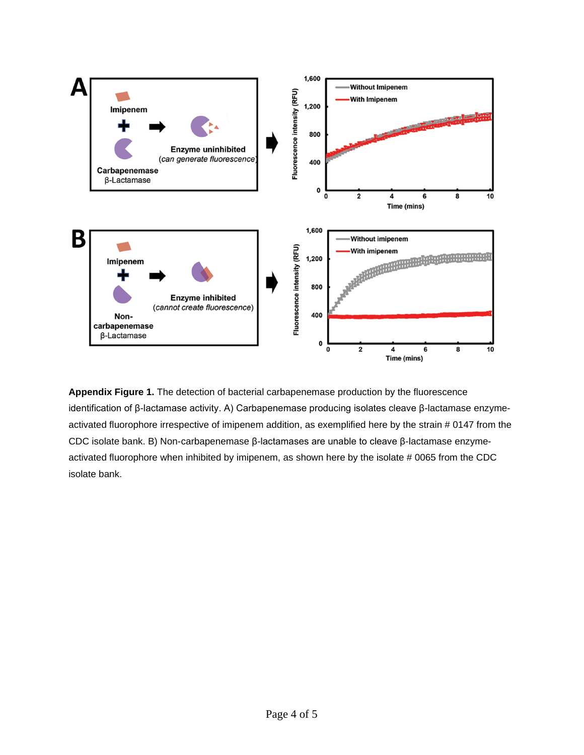**Appendix Figure 1.** The detection of bacterial carbapenemase production by the fluorescence identification of β-lactamase activity. A) Carbapenemase producing isolates cleave β-lactamase enzyme-activated fluorophore irrespective of imipenem addition, as exemplified here by the strain # 0147 from the CDC isolate bank. B) Non-carbapenemase β-lactamases are unable to cleave β-lactamase enzyme-activated fluorophore when inhibited by imipenem, as shown here by the isolate # 0065 from the CDC isolate bank.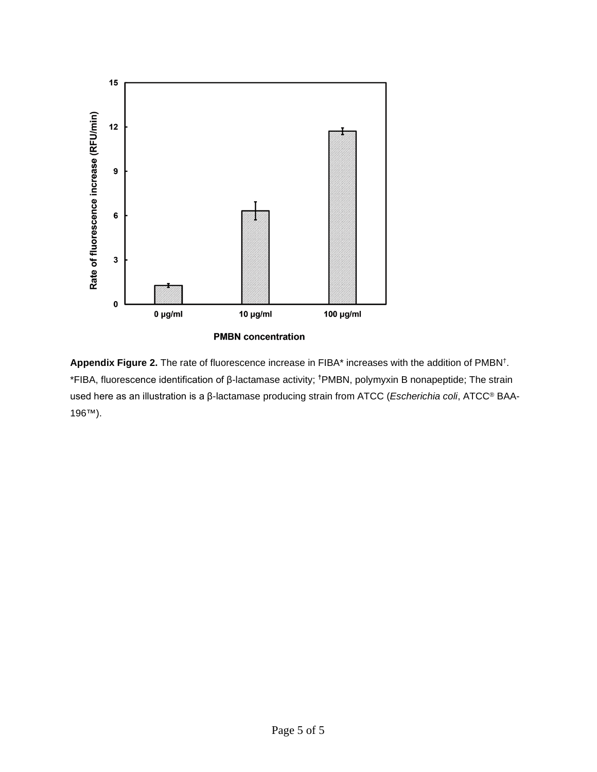15

12

9

6

3

0

Rate of fluorescence increase (RFU/min)

0 μg/ml

10 μg/ml

100 μg/ml

PMBN concentration

**Appendix Figure 2.** The rate of fluorescence increase in FIBA* increases with the addition of PMBN†. *FIBA, fluorescence identification of β-lactamase activity; †PMBN, polymyxin B nonapeptide; The strain used here as an illustration is a β-lactamase producing strain from ATCC (*Escherichia coli*, ATCC® BAA-196™).